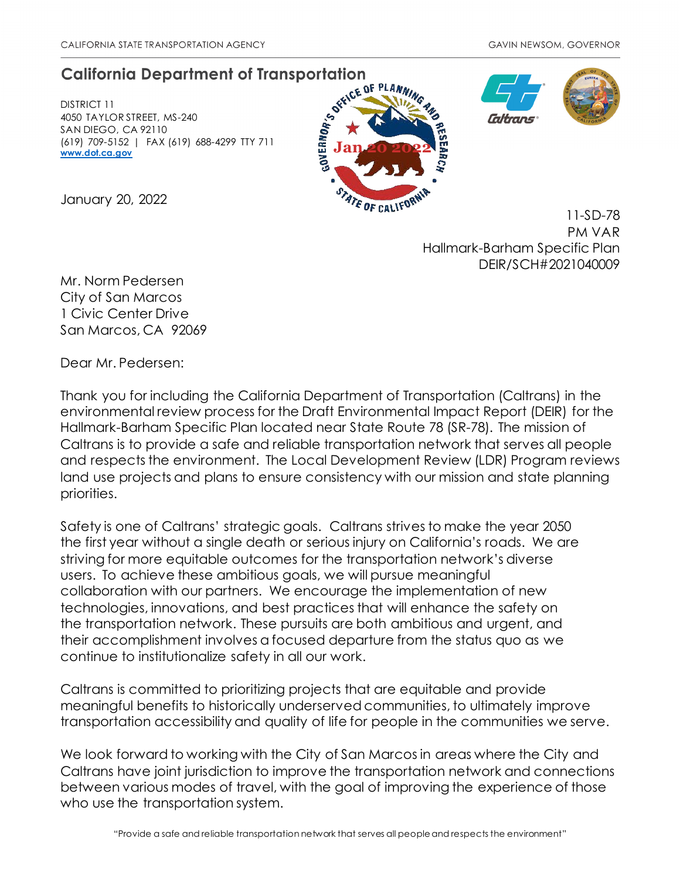CALIFORNIA STATE TRANSPORTATION AGENCY GAVIN NEWSOM, GOVERNOR

## California Department of Transportation

DISTRICT 11
4050 TAYLOR STREET, MS-240
SAN DIEGO, CA 92110
(619) 709-5152 | FAX (619) 688-4299 TTY 711
www.dot.ca.gov

January 20, 2022

11-SD-78
PM VAR
Hallmark-Barham Specific Plan
DEIR/SCH#2021040009

Mr. Norm Pedersen
City of San Marcos
1 Civic Center Drive
San Marcos, CA 92069

Dear Mr. Pedersen:

Thank you for including the California Department of Transportation (Caltrans) in the environmental review process for the Draft Environmental Impact Report (DEIR) for the Hallmark-Barham Specific Plan located near State Route 78 (SR-78). The mission of Caltrans is to provide a safe and reliable transportation network that serves all people and respects the environment. The Local Development Review (LDR) Program reviews land use projects and plans to ensure consistency with our mission and state planning priorities.

Safety is one of Caltrans' strategic goals. Caltrans strives to make the year 2050 the first year without a single death or serious injury on California's roads. We are striving for more equitable outcomes for the transportation network's diverse users. To achieve these ambitious goals, we will pursue meaningful collaboration with our partners. We encourage the implementation of new technologies, innovations, and best practices that will enhance the safety on the transportation network. These pursuits are both ambitious and urgent, and their accomplishment involves a focused departure from the status quo as we continue to institutionalize safety in all our work.

Caltrans is committed to prioritizing projects that are equitable and provide meaningful benefits to historically underserved communities, to ultimately improve transportation accessibility and quality of life for people in the communities we serve.

We look forward to working with the City of San Marcos in areas where the City and Caltrans have joint jurisdiction to improve the transportation network and connections between various modes of travel, with the goal of improving the experience of those who use the transportation system.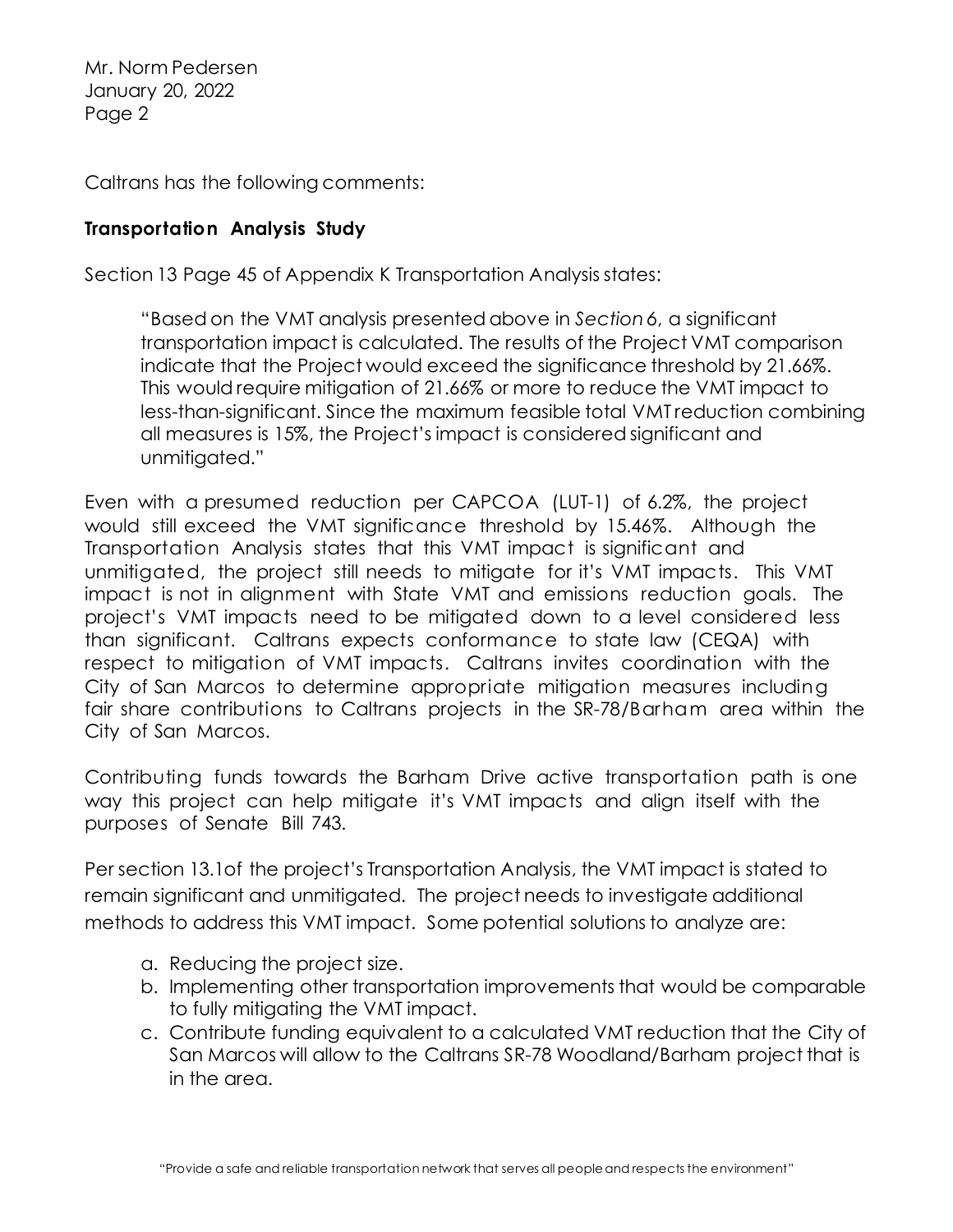Caltrans has the following comments:

**Transportation Analysis Study**

Section 13 Page 45 of Appendix K Transportation Analysis states:

> "Based on the VMT analysis presented above in *Section* 6, a significant transportation impact is calculated. The results of the Project VMT comparison indicate that the Project would exceed the significance threshold by 21.66%. This would require mitigation of 21.66% or more to reduce the VMT impact to less-than-significant. Since the maximum feasible total VMT reduction combining all measures is 15%, the Project's impact is considered significant and unmitigated."

Even with a presumed reduction per CAPCOA (LUT-1) of 6.2%, the project would still exceed the VMT significance threshold by 15.46%. Although the Transportation Analysis states that this VMT impact is significant and unmitigated, the project still needs to mitigate for it's VMT impacts. This VMT impact is not in alignment with State VMT and emissions reduction goals. The project's VMT impacts need to be mitigated down to a level considered less than significant. Caltrans expects conformance to state law (CEQA) with respect to mitigation of VMT impacts. Caltrans invites coordination with the City of San Marcos to determine appropriate mitigation measures including fair share contributions to Caltrans projects in the SR-78/Barham area within the City of San Marcos.

Contributing funds towards the Barham Drive active transportation path is one way this project can help mitigate it's VMT impacts and align itself with the purposes of Senate Bill 743.

Per section 13.1of the project's Transportation Analysis, the VMT impact is stated to remain significant and unmitigated. The project needs to investigate additional methods to address this VMT impact. Some potential solutions to analyze are:

a. Reducing the project size.
b. Implementing other transportation improvements that would be comparable to fully mitigating the VMT impact.
c. Contribute funding equivalent to a calculated VMT reduction that the City of San Marcos will allow to the Caltrans SR-78 Woodland/Barham project that is in the area.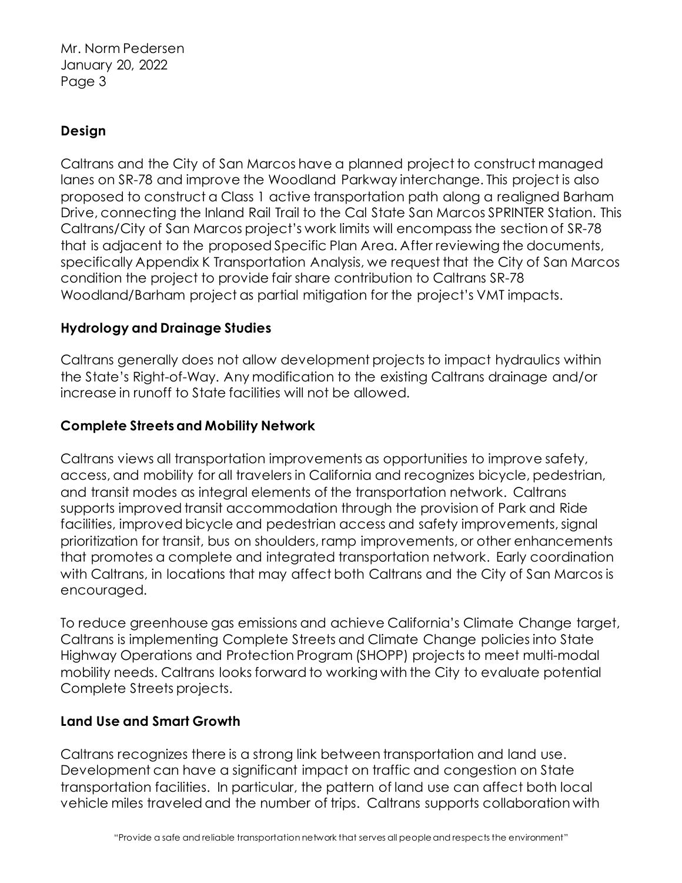## Design

Caltrans and the City of San Marcos have a planned project to construct managed lanes on SR-78 and improve the Woodland Parkway interchange. This project is also proposed to construct a Class 1 active transportation path along a realigned Barham Drive, connecting the Inland Rail Trail to the Cal State San Marcos SPRINTER Station. This Caltrans/City of San Marcos project's work limits will encompass the section of SR-78 that is adjacent to the proposed Specific Plan Area. After reviewing the documents, specifically Appendix K Transportation Analysis, we request that the City of San Marcos condition the project to provide fair share contribution to Caltrans SR-78 Woodland/Barham project as partial mitigation for the project's VMT impacts.

## Hydrology and Drainage Studies

Caltrans generally does not allow development projects to impact hydraulics within the State's Right-of-Way. Any modification to the existing Caltrans drainage and/or increase in runoff to State facilities will not be allowed.

## Complete Streets and Mobility Network

Caltrans views all transportation improvements as opportunities to improve safety, access, and mobility for all travelers in California and recognizes bicycle, pedestrian, and transit modes as integral elements of the transportation network. Caltrans supports improved transit accommodation through the provision of Park and Ride facilities, improved bicycle and pedestrian access and safety improvements, signal prioritization for transit, bus on shoulders, ramp improvements, or other enhancements that promotes a complete and integrated transportation network. Early coordination with Caltrans, in locations that may affect both Caltrans and the City of San Marcos is encouraged.

To reduce greenhouse gas emissions and achieve California's Climate Change target, Caltrans is implementing Complete Streets and Climate Change policies into State Highway Operations and Protection Program (SHOPP) projects to meet multi-modal mobility needs. Caltrans looks forward to working with the City to evaluate potential Complete Streets projects.

## Land Use and Smart Growth

Caltrans recognizes there is a strong link between transportation and land use. Development can have a significant impact on traffic and congestion on State transportation facilities. In particular, the pattern of land use can affect both local vehicle miles traveled and the number of trips. Caltrans supports collaboration with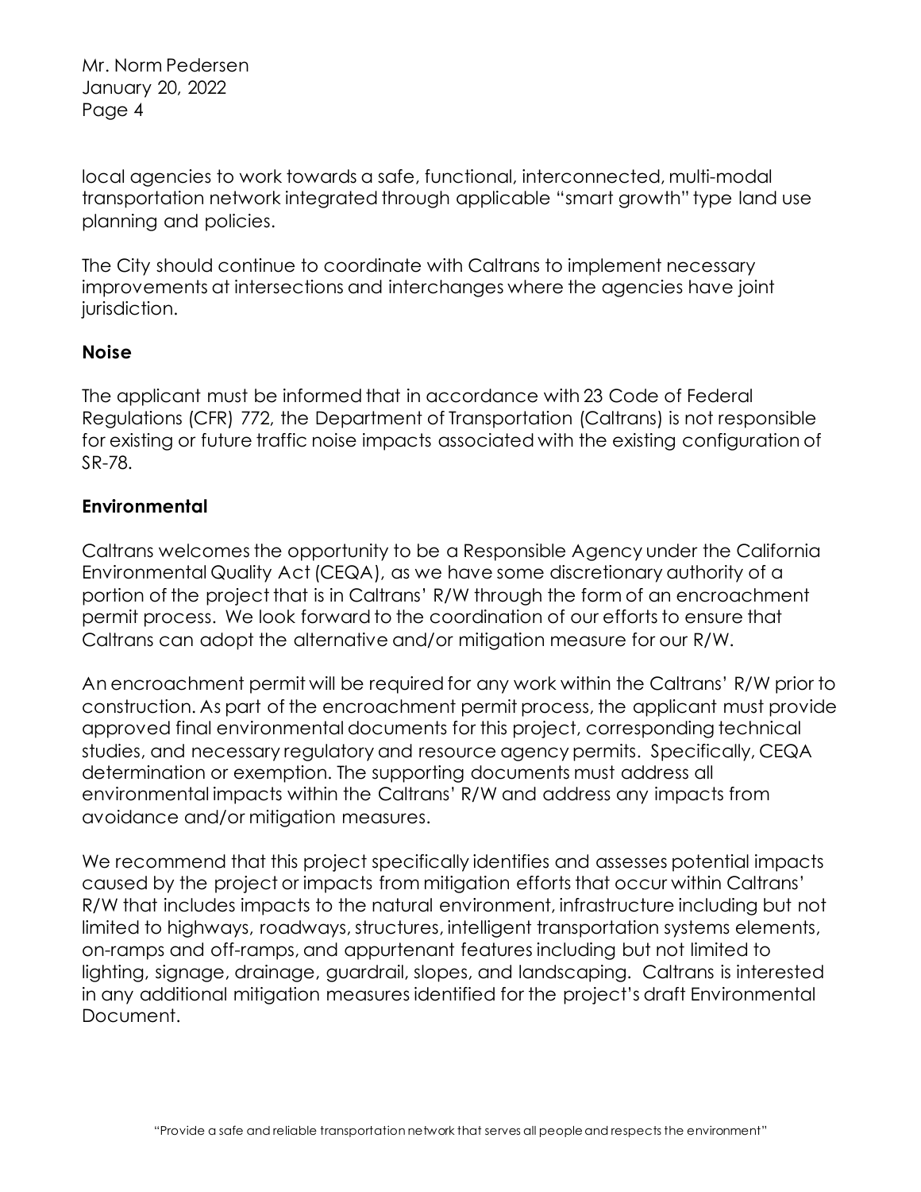local agencies to work towards a safe, functional, interconnected, multi-modal transportation network integrated through applicable "smart growth" type land use planning and policies.

The City should continue to coordinate with Caltrans to implement necessary improvements at intersections and interchanges where the agencies have joint jurisdiction.

**Noise**

The applicant must be informed that in accordance with 23 Code of Federal Regulations (CFR) 772, the Department of Transportation (Caltrans) is not responsible for existing or future traffic noise impacts associated with the existing configuration of SR-78.

**Environmental**

Caltrans welcomes the opportunity to be a Responsible Agency under the California Environmental Quality Act (CEQA), as we have some discretionary authority of a portion of the project that is in Caltrans' R/W through the form of an encroachment permit process. We look forward to the coordination of our efforts to ensure that Caltrans can adopt the alternative and/or mitigation measure for our R/W.

An encroachment permit will be required for any work within the Caltrans' R/W prior to construction. As part of the encroachment permit process, the applicant must provide approved final environmental documents for this project, corresponding technical studies, and necessary regulatory and resource agency permits. Specifically, CEQA determination or exemption. The supporting documents must address all environmental impacts within the Caltrans' R/W and address any impacts from avoidance and/or mitigation measures.

We recommend that this project specifically identifies and assesses potential impacts caused by the project or impacts from mitigation efforts that occur within Caltrans' R/W that includes impacts to the natural environment, infrastructure including but not limited to highways, roadways, structures, intelligent transportation systems elements, on-ramps and off-ramps, and appurtenant features including but not limited to lighting, signage, drainage, guardrail, slopes, and landscaping. Caltrans is interested in any additional mitigation measures identified for the project's draft Environmental Document.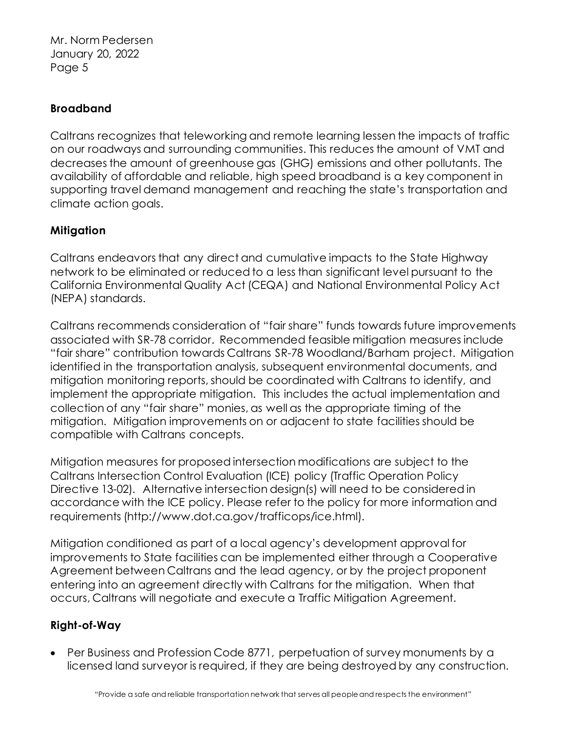## Broadband

Caltrans recognizes that teleworking and remote learning lessen the impacts of traffic on our roadways and surrounding communities. This reduces the amount of VMT and decreases the amount of greenhouse gas (GHG) emissions and other pollutants. The availability of affordable and reliable, high speed broadband is a key component in supporting travel demand management and reaching the state's transportation and climate action goals.

## Mitigation

Caltrans endeavors that any direct and cumulative impacts to the State Highway network to be eliminated or reduced to a less than significant level pursuant to the California Environmental Quality Act (CEQA) and National Environmental Policy Act (NEPA) standards.

Caltrans recommends consideration of "fair share" funds towards future improvements associated with SR-78 corridor. Recommended feasible mitigation measures include "fair share" contribution towards Caltrans SR-78 Woodland/Barham project. Mitigation identified in the transportation analysis, subsequent environmental documents, and mitigation monitoring reports, should be coordinated with Caltrans to identify, and implement the appropriate mitigation. This includes the actual implementation and collection of any "fair share" monies, as well as the appropriate timing of the mitigation. Mitigation improvements on or adjacent to state facilities should be compatible with Caltrans concepts.

Mitigation measures for proposed intersection modifications are subject to the Caltrans Intersection Control Evaluation (ICE) policy (Traffic Operation Policy Directive 13-02). Alternative intersection design(s) will need to be considered in accordance with the ICE policy. Please refer to the policy for more information and requirements (http://www.dot.ca.gov/trafficops/ice.html).

Mitigation conditioned as part of a local agency's development approval for improvements to State facilities can be implemented either through a Cooperative Agreement between Caltrans and the lead agency, or by the project proponent entering into an agreement directly with Caltrans for the mitigation. When that occurs, Caltrans will negotiate and execute a Traffic Mitigation Agreement.

## Right-of-Way

- Per Business and Profession Code 8771, perpetuation of survey monuments by a licensed land surveyor is required, if they are being destroyed by any construction.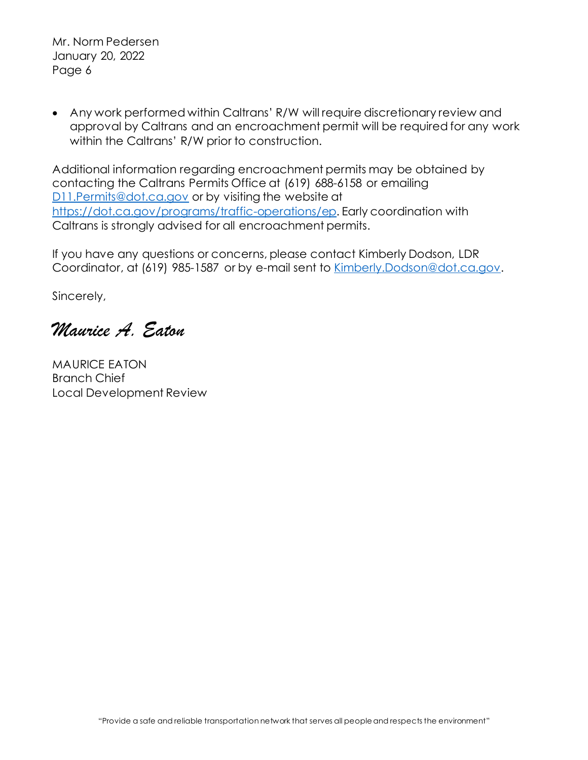- Any work performed within Caltrans' R/W will require discretionary review and approval by Caltrans and an encroachment permit will be required for any work within the Caltrans' R/W prior to construction.

Additional information regarding encroachment permits may be obtained by contacting the Caltrans Permits Office at (619) 688-6158 or emailing D11.Permits@dot.ca.gov or by visiting the website at https://dot.ca.gov/programs/traffic-operations/ep. Early coordination with Caltrans is strongly advised for all encroachment permits.

If you have any questions or concerns, please contact Kimberly Dodson, LDR Coordinator, at (619) 985-1587 or by e-mail sent to Kimberly.Dodson@dot.ca.gov.

Sincerely,

*Maurice A. Eaton*

MAURICE EATON
Branch Chief
Local Development Review